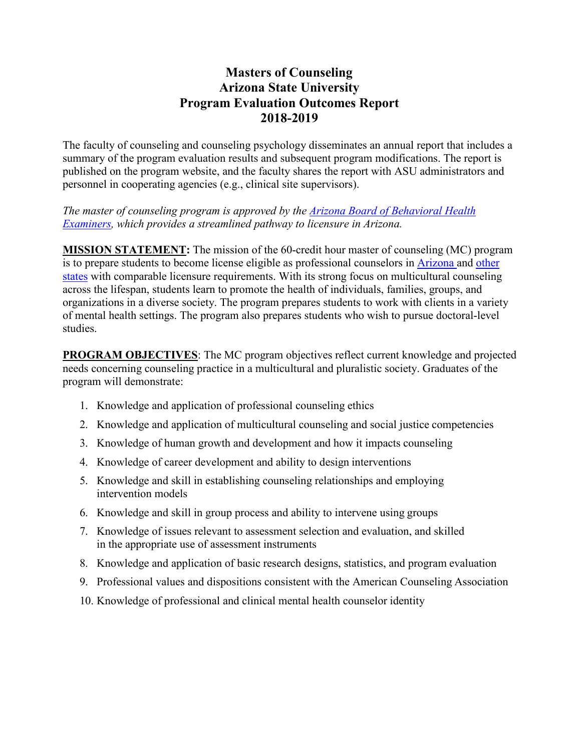# Masters of Counseling
# Arizona State University
# Program Evaluation Outcomes Report
# 2018-2019

The faculty of counseling and counseling psychology disseminates an annual report that includes a summary of the program evaluation results and subsequent program modifications. The report is published on the program website, and the faculty shares the report with ASU administrators and personnel in cooperating agencies (e.g., clinical site supervisors).

*The master of counseling program is approved by the [Arizona Board of Behavioral Health Examiners](), which provides a streamlined pathway to licensure in Arizona.*

**MISSION STATEMENT:** The mission of the 60-credit hour master of counseling (MC) program is to prepare students to become license eligible as professional counselors in [Arizona]() and [other states]() with comparable licensure requirements. With its strong focus on multicultural counseling across the lifespan, students learn to promote the health of individuals, families, groups, and organizations in a diverse society. The program prepares students to work with clients in a variety of mental health settings. The program also prepares students who wish to pursue doctoral-level studies.

**PROGRAM OBJECTIVES**: The MC program objectives reflect current knowledge and projected needs concerning counseling practice in a multicultural and pluralistic society. Graduates of the program will demonstrate:

1. Knowledge and application of professional counseling ethics
2. Knowledge and application of multicultural counseling and social justice competencies
3. Knowledge of human growth and development and how it impacts counseling
4. Knowledge of career development and ability to design interventions
5. Knowledge and skill in establishing counseling relationships and employing intervention models
6. Knowledge and skill in group process and ability to intervene using groups
7. Knowledge of issues relevant to assessment selection and evaluation, and skilled in the appropriate use of assessment instruments
8. Knowledge and application of basic research designs, statistics, and program evaluation
9. Professional values and dispositions consistent with the American Counseling Association
10. Knowledge of professional and clinical mental health counselor identity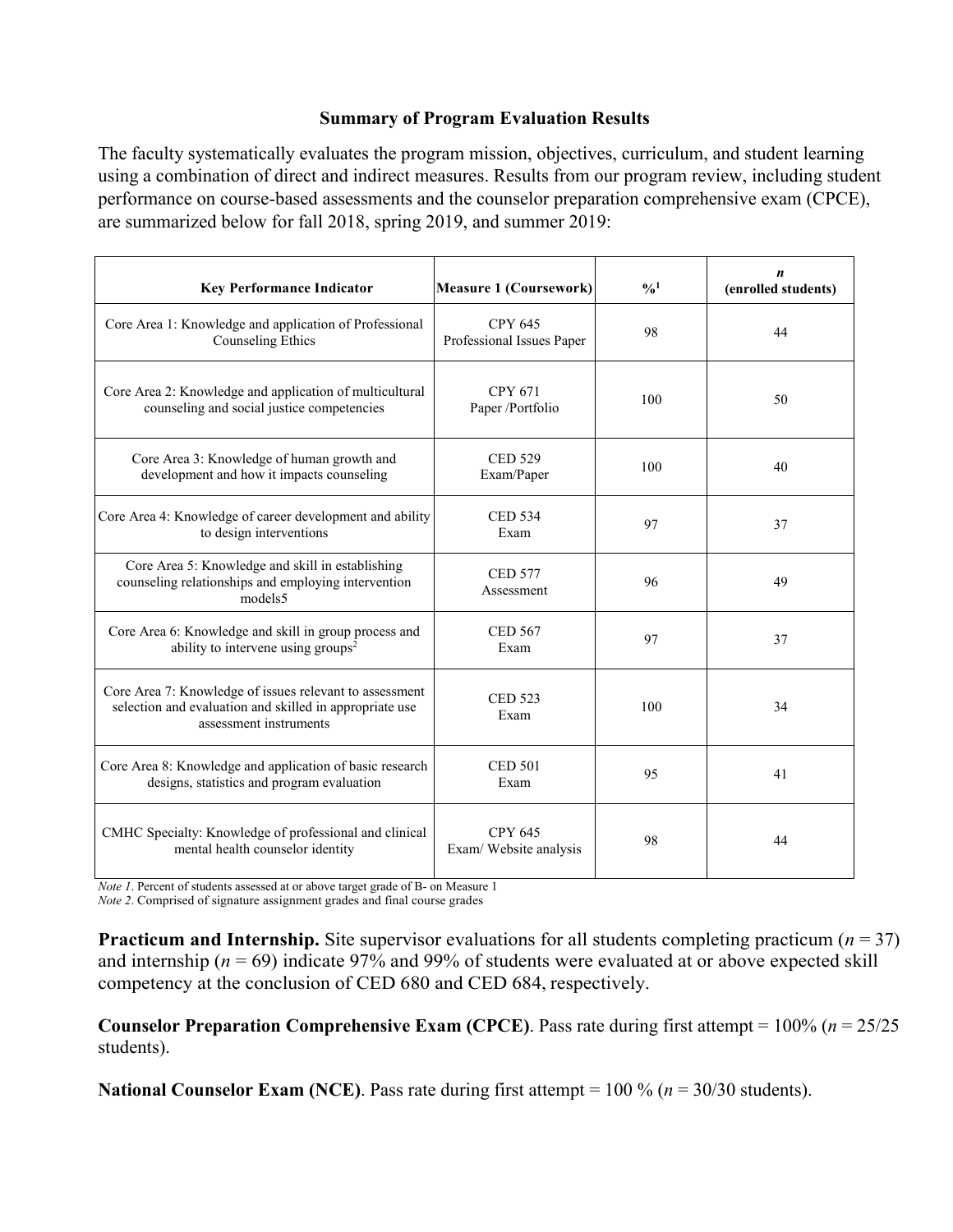### Summary of Program Evaluation Results

The faculty systematically evaluates the program mission, objectives, curriculum, and student learning using a combination of direct and indirect measures. Results from our program review, including student performance on course-based assessments and the counselor preparation comprehensive exam (CPCE), are summarized below for fall 2018, spring 2019, and summer 2019:

| Key Performance Indicator | Measure 1 (Coursework) | %[1] | *n* (enrolled students) |
|---|---|---|---|
| Core Area 1: Knowledge and application of Professional Counseling Ethics | CPY 645 Professional Issues Paper | 98 | 44 |
| Core Area 2: Knowledge and application of multicultural counseling and social justice competencies | CPY 671 Paper /Portfolio | 100 | 50 |
| Core Area 3: Knowledge of human growth and development and how it impacts counseling | CED 529 Exam/Paper | 100 | 40 |
| Core Area 4: Knowledge of career development and ability to design interventions | CED 534 Exam | 97 | 37 |
| Core Area 5: Knowledge and skill in establishing counseling relationships and employing intervention models5 | CED 577 Assessment | 96 | 49 |
| Core Area 6: Knowledge and skill in group process and ability to intervene using groups[2] | CED 567 Exam | 97 | 37 |
| Core Area 7: Knowledge of issues relevant to assessment selection and evaluation and skilled in appropriate use assessment instruments | CED 523 Exam | 100 | 34 |
| Core Area 8: Knowledge and application of basic research designs, statistics and program evaluation | CED 501 Exam | 95 | 41 |
| CMHC Specialty: Knowledge of professional and clinical mental health counselor identity | CPY 645 Exam/ Website analysis | 98 | 44 |

*Note 1*. Percent of students assessed at or above target grade of B- on Measure 1
*Note 2*. Comprised of signature assignment grades and final course grades

**Practicum and Internship.** Site supervisor evaluations for all students completing practicum ($n = 37$) and internship ($n = 69$) indicate 97% and 99% of students were evaluated at or above expected skill competency at the conclusion of CED 680 and CED 684, respectively.

**Counselor Preparation Comprehensive Exam (CPCE)**. Pass rate during first attempt = 100% ($n = 25/25$ students).

**National Counselor Exam (NCE)**. Pass rate during first attempt = 100 % ($n = 30/30$ students).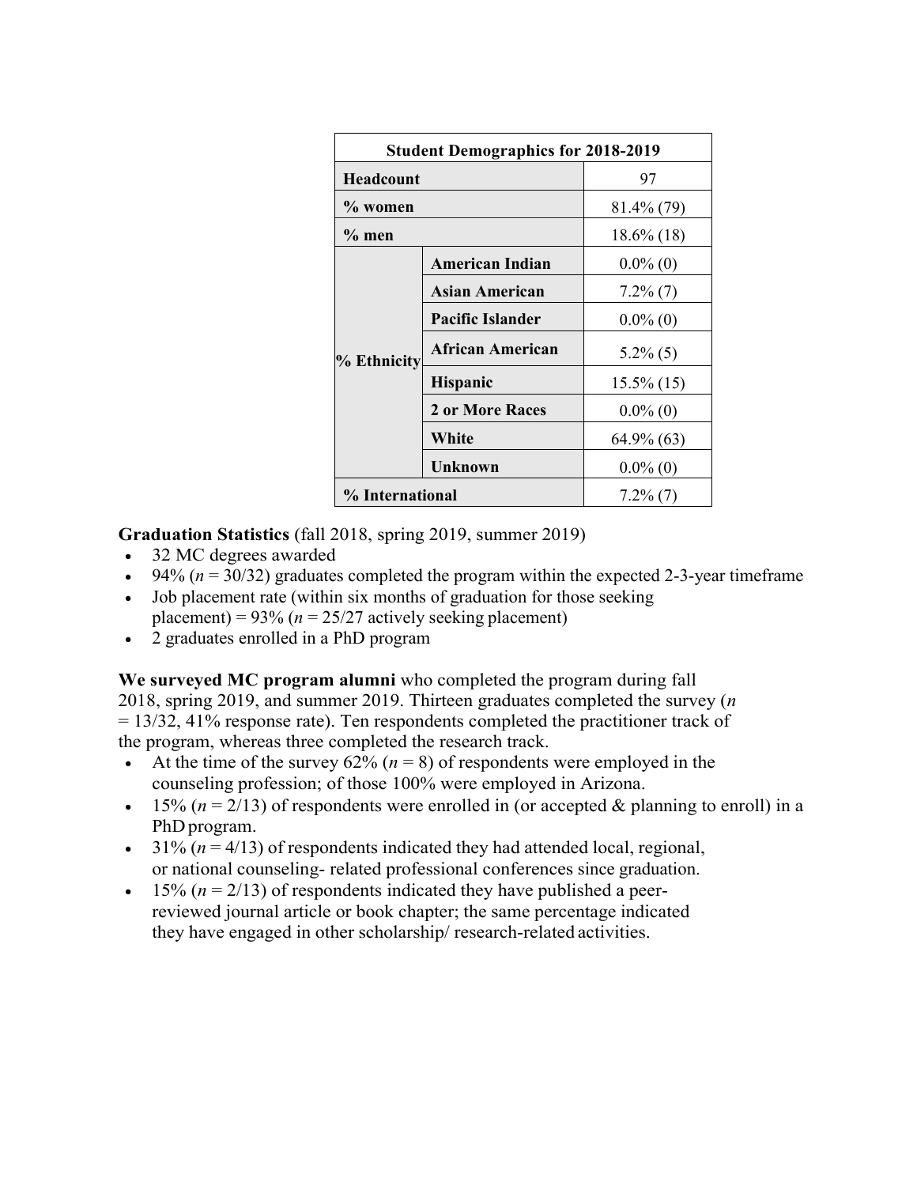| Student Demographics for 2018-2019 | | |
|---|---|---|
| **Headcount** | | 97 |
| **% women** | | 81.4% (79) |
| **% men** | | 18.6% (18) |
| **% Ethnicity** | **American Indian** | 0.0% (0) |
| | **Asian American** | 7.2% (7) |
| | **Pacific Islander** | 0.0% (0) |
| | **African American** | 5.2% (5) |
| | **Hispanic** | 15.5% (15) |
| | **2 or More Races** | 0.0% (0) |
| | **White** | 64.9% (63) |
| | **Unknown** | 0.0% (0) |
| **% International** | | 7.2% (7) |

**Graduation Statistics** (fall 2018, spring 2019, summer 2019)

- 32 MC degrees awarded
- 94% (*n* = 30/32) graduates completed the program within the expected 2-3-year timeframe
- Job placement rate (within six months of graduation for those seeking placement) = 93% (*n* = 25/27 actively seeking placement)
- 2 graduates enrolled in a PhD program

**We surveyed MC program alumni** who completed the program during fall 2018, spring 2019, and summer 2019. Thirteen graduates completed the survey (*n* = 13/32, 41% response rate). Ten respondents completed the practitioner track of the program, whereas three completed the research track.

- At the time of the survey 62% (*n* = 8) of respondents were employed in the counseling profession; of those 100% were employed in Arizona.
- 15% (*n* = 2/13) of respondents were enrolled in (or accepted & planning to enroll) in a PhD program.
- 31% (*n* = 4/13) of respondents indicated they had attended local, regional, or national counseling- related professional conferences since graduation.
- 15% (*n* = 2/13) of respondents indicated they have published a peer-reviewed journal article or book chapter; the same percentage indicated they have engaged in other scholarship/ research-related activities.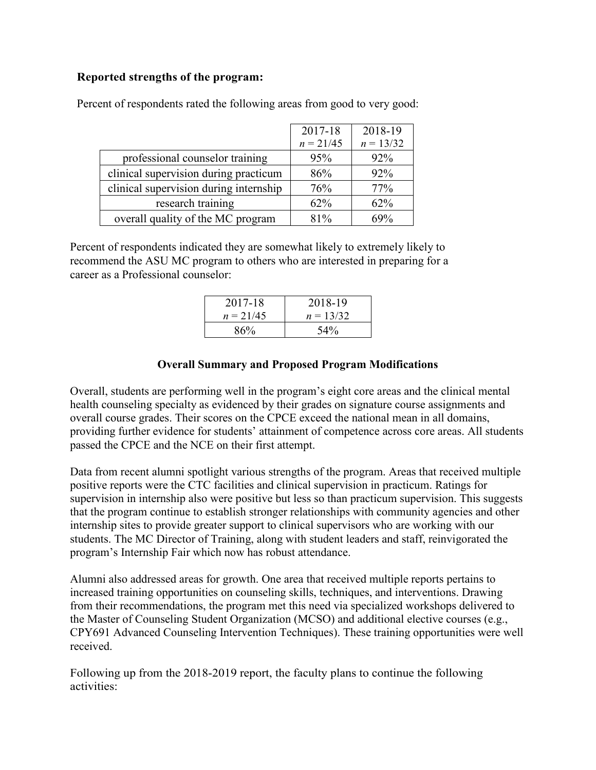**Reported strengths of the program:**

Percent of respondents rated the following areas from good to very good:

| | 2017-18 *n* = 21/45 | 2018-19 *n* = 13/32 |
|---|---|---|
| professional counselor training | 95% | 92% |
| clinical supervision during practicum | 86% | 92% |
| clinical supervision during internship | 76% | 77% |
| research training | 62% | 62% |
| overall quality of the MC program | 81% | 69% |

Percent of respondents indicated they are somewhat likely to extremely likely to recommend the ASU MC program to others who are interested in preparing for a career as a Professional counselor:

| 2017-18 *n* = 21/45 | 2018-19 *n* = 13/32 |
|---|---|
| 86% | 54% |

**Overall Summary and Proposed Program Modifications**

Overall, students are performing well in the program's eight core areas and the clinical mental health counseling specialty as evidenced by their grades on signature course assignments and overall course grades. Their scores on the CPCE exceed the national mean in all domains, providing further evidence for students' attainment of competence across core areas. All students passed the CPCE and the NCE on their first attempt.

Data from recent alumni spotlight various strengths of the program. Areas that received multiple positive reports were the CTC facilities and clinical supervision in practicum. Ratings for supervision in internship also were positive but less so than practicum supervision. This suggests that the program continue to establish stronger relationships with community agencies and other internship sites to provide greater support to clinical supervisors who are working with our students. The MC Director of Training, along with student leaders and staff, reinvigorated the program's Internship Fair which now has robust attendance.

Alumni also addressed areas for growth. One area that received multiple reports pertains to increased training opportunities on counseling skills, techniques, and interventions. Drawing from their recommendations, the program met this need via specialized workshops delivered to the Master of Counseling Student Organization (MCSO) and additional elective courses (e.g., CPY691 Advanced Counseling Intervention Techniques). These training opportunities were well received.

Following up from the 2018-2019 report, the faculty plans to continue the following activities: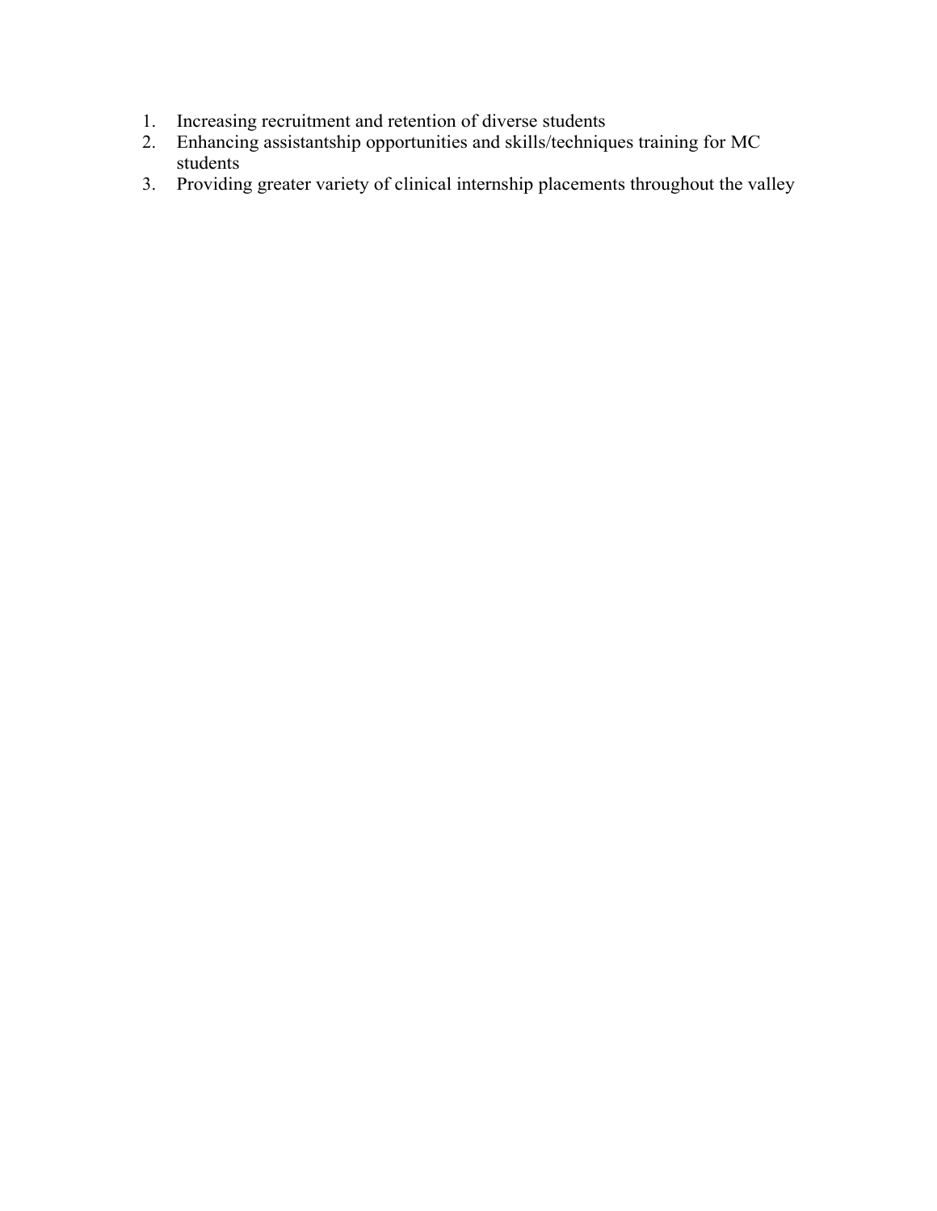1. Increasing recruitment and retention of diverse students
2. Enhancing assistantship opportunities and skills/techniques training for MC students
3. Providing greater variety of clinical internship placements throughout the valley